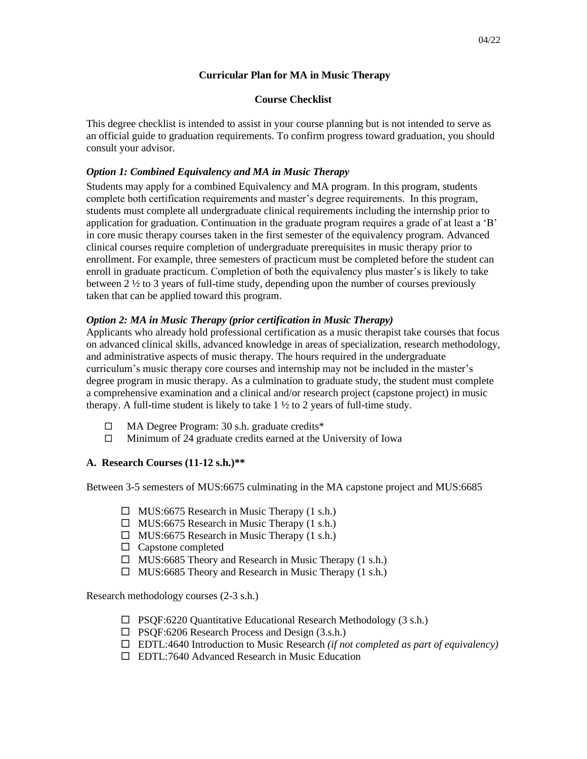# Curricular Plan for MA in Music Therapy

## Course Checklist

This degree checklist is intended to assist in your course planning but is not intended to serve as an official guide to graduation requirements. To confirm progress toward graduation, you should consult your advisor.

### *Option 1: Combined Equivalency and MA in Music Therapy*

Students may apply for a combined Equivalency and MA program. In this program, students complete both certification requirements and master's degree requirements. In this program, students must complete all undergraduate clinical requirements including the internship prior to application for graduation. Continuation in the graduate program requires a grade of at least a 'B' in core music therapy courses taken in the first semester of the equivalency program. Advanced clinical courses require completion of undergraduate prerequisites in music therapy prior to enrollment. For example, three semesters of practicum must be completed before the student can enroll in graduate practicum. Completion of both the equivalency plus master's is likely to take between 2 ½ to 3 years of full-time study, depending upon the number of courses previously taken that can be applied toward this program.

### *Option 2: MA in Music Therapy (prior certification in Music Therapy)*

Applicants who already hold professional certification as a music therapist take courses that focus on advanced clinical skills, advanced knowledge in areas of specialization, research methodology, and administrative aspects of music therapy. The hours required in the undergraduate curriculum's music therapy core courses and internship may not be included in the master's degree program in music therapy. As a culmination to graduate study, the student must complete a comprehensive examination and a clinical and/or research project (capstone project) in music therapy. A full-time student is likely to take 1 ½ to 2 years of full-time study.

- ☐ MA Degree Program: 30 s.h. graduate credits*
- ☐ Minimum of 24 graduate credits earned at the University of Iowa

### A. Research Courses (11-12 s.h.)**

Between 3-5 semesters of MUS:6675 culminating in the MA capstone project and MUS:6685

- ☐ MUS:6675 Research in Music Therapy (1 s.h.)
- ☐ MUS:6675 Research in Music Therapy (1 s.h.)
- ☐ MUS:6675 Research in Music Therapy (1 s.h.)
- ☐ Capstone completed
- ☐ MUS:6685 Theory and Research in Music Therapy (1 s.h.)
- ☐ MUS:6685 Theory and Research in Music Therapy (1 s.h.)

Research methodology courses (2-3 s.h.)

- ☐ PSQF:6220 Quantitative Educational Research Methodology (3 s.h.)
- ☐ PSQF:6206 Research Process and Design (3.s.h.)
- ☐ EDTL:4640 Introduction to Music Research *(if not completed as part of equivalency)*
- ☐ EDTL:7640 Advanced Research in Music Education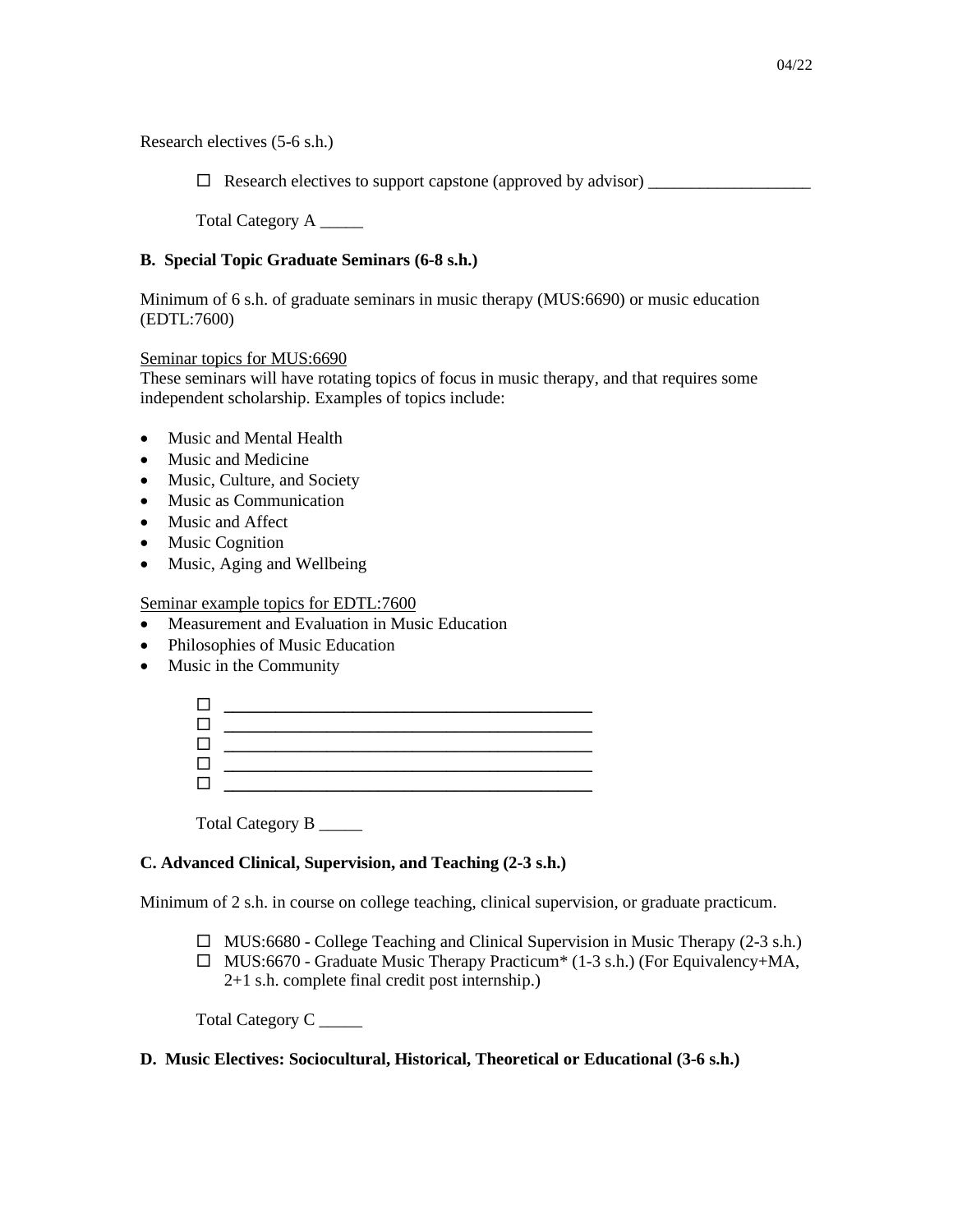Research electives (5-6 s.h.)

☐ Research electives to support capstone (approved by advisor) ___________________

Total Category A _____

**B. Special Topic Graduate Seminars (6-8 s.h.)**

Minimum of 6 s.h. of graduate seminars in music therapy (MUS:6690) or music education (EDTL:7600)

Seminar topics for MUS:6690
These seminars will have rotating topics of focus in music therapy, and that requires some independent scholarship. Examples of topics include:

- Music and Mental Health
- Music and Medicine
- Music, Culture, and Society
- Music as Communication
- Music and Affect
- Music Cognition
- Music, Aging and Wellbeing

Seminar example topics for EDTL:7600

- Measurement and Evaluation in Music Education
- Philosophies of Music Education
- Music in the Community

☐ ____________________________________________
☐ ____________________________________________
☐ ____________________________________________
☐ ____________________________________________
☐ ____________________________________________

Total Category B _____

**C. Advanced Clinical, Supervision, and Teaching (2-3 s.h.)**

Minimum of 2 s.h. in course on college teaching, clinical supervision, or graduate practicum.

☐ MUS:6680 - College Teaching and Clinical Supervision in Music Therapy (2-3 s.h.)
☐ MUS:6670 - Graduate Music Therapy Practicum* (1-3 s.h.) (For Equivalency+MA, 2+1 s.h. complete final credit post internship.)

Total Category C _____

**D. Music Electives: Sociocultural, Historical, Theoretical or Educational (3-6 s.h.)**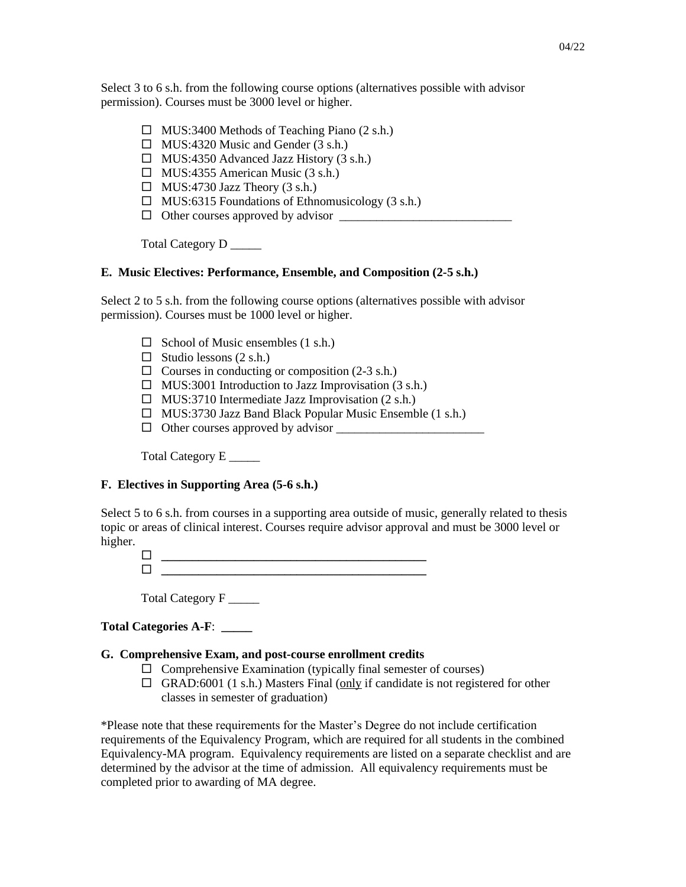Select 3 to 6 s.h. from the following course options (alternatives possible with advisor permission). Courses must be 3000 level or higher.

- ☐ MUS:3400 Methods of Teaching Piano (2 s.h.)
- ☐ MUS:4320 Music and Gender (3 s.h.)
- ☐ MUS:4350 Advanced Jazz History (3 s.h.)
- ☐ MUS:4355 American Music (3 s.h.)
- ☐ MUS:4730 Jazz Theory (3 s.h.)
- ☐ MUS:6315 Foundations of Ethnomusicology (3 s.h.)
- ☐ Other courses approved by advisor ____________________________

Total Category D _____

### E. Music Electives: Performance, Ensemble, and Composition (2-5 s.h.)

Select 2 to 5 s.h. from the following course options (alternatives possible with advisor permission). Courses must be 1000 level or higher.

- ☐ School of Music ensembles (1 s.h.)
- ☐ Studio lessons (2 s.h.)
- ☐ Courses in conducting or composition (2-3 s.h.)
- ☐ MUS:3001 Introduction to Jazz Improvisation (3 s.h.)
- ☐ MUS:3710 Intermediate Jazz Improvisation (2 s.h.)
- ☐ MUS:3730 Jazz Band Black Popular Music Ensemble (1 s.h.)
- ☐ Other courses approved by advisor ________________________

Total Category E _____

### F. Electives in Supporting Area (5-6 s.h.)

Select 5 to 6 s.h. from courses in a supporting area outside of music, generally related to thesis topic or areas of clinical interest. Courses require advisor approval and must be 3000 level or higher.

- ☐ ____________________________________________
- ☐ ____________________________________________

Total Category F _____

**Total Categories A-F**: _____

### G. Comprehensive Exam, and post-course enrollment credits

- ☐ Comprehensive Examination (typically final semester of courses)
- ☐ GRAD:6001 (1 s.h.) Masters Final (only if candidate is not registered for other classes in semester of graduation)

*Please note that these requirements for the Master's Degree do not include certification requirements of the Equivalency Program, which are required for all students in the combined Equivalency-MA program. Equivalency requirements are listed on a separate checklist and are determined by the advisor at the time of admission. All equivalency requirements must be completed prior to awarding of MA degree.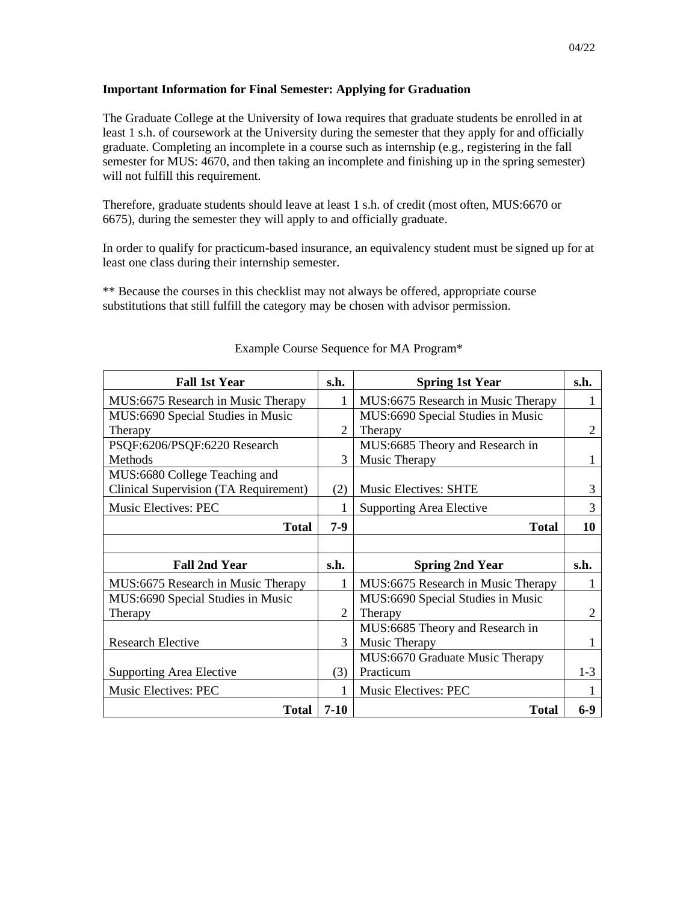**Important Information for Final Semester: Applying for Graduation**

The Graduate College at the University of Iowa requires that graduate students be enrolled in at least 1 s.h. of coursework at the University during the semester that they apply for and officially graduate. Completing an incomplete in a course such as internship (e.g., registering in the fall semester for MUS: 4670, and then taking an incomplete and finishing up in the spring semester) will not fulfill this requirement.

Therefore, graduate students should leave at least 1 s.h. of credit (most often, MUS:6670 or 6675), during the semester they will apply to and officially graduate.

In order to qualify for practicum-based insurance, an equivalency student must be signed up for at least one class during their internship semester.

** Because the courses in this checklist may not always be offered, appropriate course substitutions that still fulfill the category may be chosen with advisor permission.

Example Course Sequence for MA Program*

| Fall 1st Year | s.h. | Spring 1st Year | s.h. |
|---|---|---|---|
| MUS:6675 Research in Music Therapy | 1 | MUS:6675 Research in Music Therapy | 1 |
| MUS:6690 Special Studies in Music Therapy | 2 | MUS:6690 Special Studies in Music Therapy | 2 |
| PSQF:6206/PSQF:6220 Research Methods | 3 | MUS:6685 Theory and Research in Music Therapy | 1 |
| MUS:6680 College Teaching and Clinical Supervision (TA Requirement) | (2) | Music Electives: SHTE | 3 |
| Music Electives: PEC | 1 | Supporting Area Elective | 3 |
| **Total** | **7-9** | **Total** | **10** |
| | | | |
| **Fall 2nd Year** | **s.h.** | **Spring 2nd Year** | **s.h.** |
| MUS:6675 Research in Music Therapy | 1 | MUS:6675 Research in Music Therapy | 1 |
| MUS:6690 Special Studies in Music Therapy | 2 | MUS:6690 Special Studies in Music Therapy | 2 |
| Research Elective | 3 | MUS:6685 Theory and Research in Music Therapy | 1 |
| Supporting Area Elective | (3) | MUS:6670 Graduate Music Therapy Practicum | 1-3 |
| Music Electives: PEC | 1 | Music Electives: PEC | 1 |
| **Total** | **7-10** | **Total** | **6-9** |